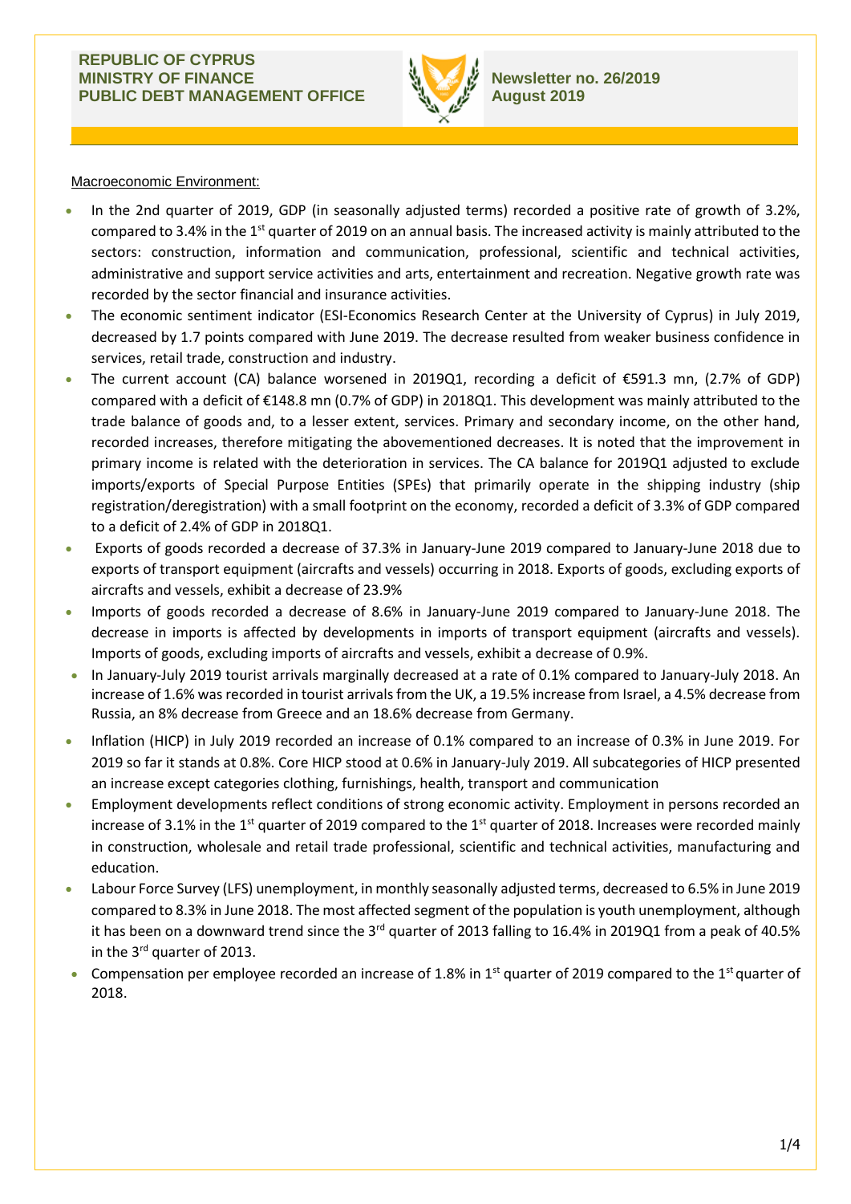REPUBLIC OF CYPRUS
MINISTRY OF FINANCE
PUBLIC DEBT MANAGEMENT OFFICE

Newsletter no. 26/2019
August 2019

Macroeconomic Environment:

- In the 2nd quarter of 2019, GDP (in seasonally adjusted terms) recorded a positive rate of growth of 3.2%, compared to 3.4% in the 1st quarter of 2019 on an annual basis. The increased activity is mainly attributed to the sectors: construction, information and communication, professional, scientific and technical activities, administrative and support service activities and arts, entertainment and recreation. Negative growth rate was recorded by the sector financial and insurance activities.
- The economic sentiment indicator (ESI-Economics Research Center at the University of Cyprus) in July 2019, decreased by 1.7 points compared with June 2019. The decrease resulted from weaker business confidence in services, retail trade, construction and industry.
- The current account (CA) balance worsened in 2019Q1, recording a deficit of €591.3 mn, (2.7% of GDP) compared with a deficit of €148.8 mn (0.7% of GDP) in 2018Q1. This development was mainly attributed to the trade balance of goods and, to a lesser extent, services. Primary and secondary income, on the other hand, recorded increases, therefore mitigating the abovementioned decreases. It is noted that the improvement in primary income is related with the deterioration in services. The CA balance for 2019Q1 adjusted to exclude imports/exports of Special Purpose Entities (SPEs) that primarily operate in the shipping industry (ship registration/deregistration) with a small footprint on the economy, recorded a deficit of 3.3% of GDP compared to a deficit of 2.4% of GDP in 2018Q1.
- Exports of goods recorded a decrease of 37.3% in January-June 2019 compared to January-June 2018 due to exports of transport equipment (aircrafts and vessels) occurring in 2018. Exports of goods, excluding exports of aircrafts and vessels, exhibit a decrease of 23.9%
- Imports of goods recorded a decrease of 8.6% in January-June 2019 compared to January-June 2018. The decrease in imports is affected by developments in imports of transport equipment (aircrafts and vessels). Imports of goods, excluding imports of aircrafts and vessels, exhibit a decrease of 0.9%.
- In January-July 2019 tourist arrivals marginally decreased at a rate of 0.1% compared to January-July 2018. An increase of 1.6% was recorded in tourist arrivals from the UK, a 19.5% increase from Israel, a 4.5% decrease from Russia, an 8% decrease from Greece and an 18.6% decrease from Germany.
- Inflation (HICP) in July 2019 recorded an increase of 0.1% compared to an increase of 0.3% in June 2019. For 2019 so far it stands at 0.8%. Core HICP stood at 0.6% in January-July 2019. All subcategories of HICP presented an increase except categories clothing, furnishings, health, transport and communication
- Employment developments reflect conditions of strong economic activity. Employment in persons recorded an increase of 3.1% in the 1st quarter of 2019 compared to the 1st quarter of 2018. Increases were recorded mainly in construction, wholesale and retail trade professional, scientific and technical activities, manufacturing and education.
- Labour Force Survey (LFS) unemployment, in monthly seasonally adjusted terms, decreased to 6.5% in June 2019 compared to 8.3% in June 2018. The most affected segment of the population is youth unemployment, although it has been on a downward trend since the 3rd quarter of 2013 falling to 16.4% in 2019Q1 from a peak of 40.5% in the 3rd quarter of 2013.
- Compensation per employee recorded an increase of 1.8% in 1st quarter of 2019 compared to the 1st quarter of 2018.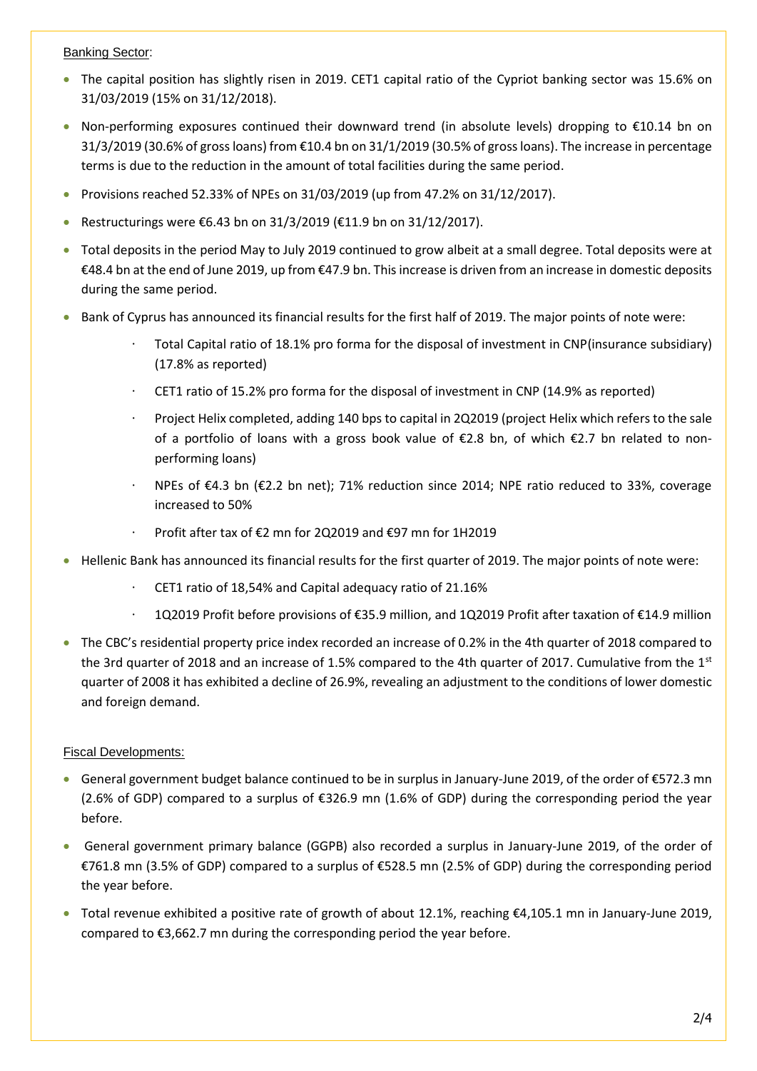Banking Sector:

- The capital position has slightly risen in 2019. CET1 capital ratio of the Cypriot banking sector was 15.6% on 31/03/2019 (15% on 31/12/2018).
- Non-performing exposures continued their downward trend (in absolute levels) dropping to €10.14 bn on 31/3/2019 (30.6% of gross loans) from €10.4 bn on 31/1/2019 (30.5% of gross loans). The increase in percentage terms is due to the reduction in the amount of total facilities during the same period.
- Provisions reached 52.33% of NPEs on 31/03/2019 (up from 47.2% on 31/12/2017).
- Restructurings were €6.43 bn on 31/3/2019 (€11.9 bn on 31/12/2017).
- Total deposits in the period May to July 2019 continued to grow albeit at a small degree. Total deposits were at €48.4 bn at the end of June 2019, up from €47.9 bn. This increase is driven from an increase in domestic deposits during the same period.
- Bank of Cyprus has announced its financial results for the first half of 2019. The major points of note were:
    - Total Capital ratio of 18.1% pro forma for the disposal of investment in CNP(insurance subsidiary) (17.8% as reported)
    - CET1 ratio of 15.2% pro forma for the disposal of investment in CNP (14.9% as reported)
    - Project Helix completed, adding 140 bps to capital in 2Q2019 (project Helix which refers to the sale of a portfolio of loans with a gross book value of €2.8 bn, of which €2.7 bn related to non-performing loans)
    - NPEs of €4.3 bn (€2.2 bn net); 71% reduction since 2014; NPE ratio reduced to 33%, coverage increased to 50%
    - Profit after tax of €2 mn for 2Q2019 and €97 mn for 1H2019
- Hellenic Bank has announced its financial results for the first quarter of 2019. The major points of note were:
    - CET1 ratio of 18,54% and Capital adequacy ratio of 21.16%
    - 1Q2019 Profit before provisions of €35.9 million, and 1Q2019 Profit after taxation of €14.9 million
- The CBC's residential property price index recorded an increase of 0.2% in the 4th quarter of 2018 compared to the 3rd quarter of 2018 and an increase of 1.5% compared to the 4th quarter of 2017. Cumulative from the 1st quarter of 2008 it has exhibited a decline of 26.9%, revealing an adjustment to the conditions of lower domestic and foreign demand.

Fiscal Developments:

- General government budget balance continued to be in surplus in January-June 2019, of the order of €572.3 mn (2.6% of GDP) compared to a surplus of €326.9 mn (1.6% of GDP) during the corresponding period the year before.
- General government primary balance (GGPB) also recorded a surplus in January-June 2019, of the order of €761.8 mn (3.5% of GDP) compared to a surplus of €528.5 mn (2.5% of GDP) during the corresponding period the year before.
- Total revenue exhibited a positive rate of growth of about 12.1%, reaching €4,105.1 mn in January-June 2019, compared to €3,662.7 mn during the corresponding period the year before.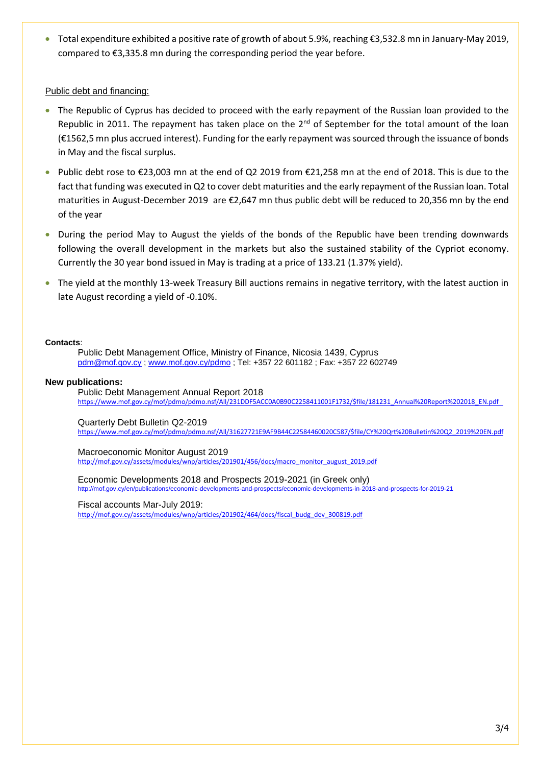- Total expenditure exhibited a positive rate of growth of about 5.9%, reaching €3,532.8 mn in January-May 2019, compared to €3,335.8 mn during the corresponding period the year before.

Public debt and financing:

- The Republic of Cyprus has decided to proceed with the early repayment of the Russian loan provided to the Republic in 2011. The repayment has taken place on the 2nd of September for the total amount of the loan (€1562,5 mn plus accrued interest). Funding for the early repayment was sourced through the issuance of bonds in May and the fiscal surplus.
- Public debt rose to €23,003 mn at the end of Q2 2019 from €21,258 mn at the end of 2018. This is due to the fact that funding was executed in Q2 to cover debt maturities and the early repayment of the Russian loan. Total maturities in August-December 2019 are €2,647 mn thus public debt will be reduced to 20,356 mn by the end of the year
- During the period May to August the yields of the bonds of the Republic have been trending downwards following the overall development in the markets but also the sustained stability of the Cypriot economy. Currently the 30 year bond issued in May is trading at a price of 133.21 (1.37% yield).
- The yield at the monthly 13-week Treasury Bill auctions remains in negative territory, with the latest auction in late August recording a yield of -0.10%.

**Contacts**:

Public Debt Management Office, Ministry of Finance, Nicosia 1439, Cyprus
pdm@mof.gov.cy ; www.mof.gov.cy/pdmo ; Tel: +357 22 601182 ; Fax: +357 22 602749

**New publications:**

Public Debt Management Annual Report 2018
https://www.mof.gov.cy/mof/pdmo/pdmo.nsf/All/231DDF5ACC0A0B90C2258411001F1732/$file/181231_Annual%20Report%202018_EN.pdf

Quarterly Debt Bulletin Q2-2019
https://www.mof.gov.cy/mof/pdmo/pdmo.nsf/All/31627721E9AF9B44C22584460020C587/$file/CY%20Qrt%20Bulletin%20Q2_2019%20EN.pdf

Macroeconomic Monitor August 2019
http://mof.gov.cy/assets/modules/wnp/articles/201901/456/docs/macro_monitor_august_2019.pdf

Economic Developments 2018 and Prospects 2019-2021 (in Greek only)
http://mof.gov.cy/en/publications/economic-developments-and-prospects/economic-developments-in-2018-and-prospects-for-2019-21

Fiscal accounts Mar-July 2019:
http://mof.gov.cy/assets/modules/wnp/articles/201902/464/docs/fiscal_budg_dev_300819.pdf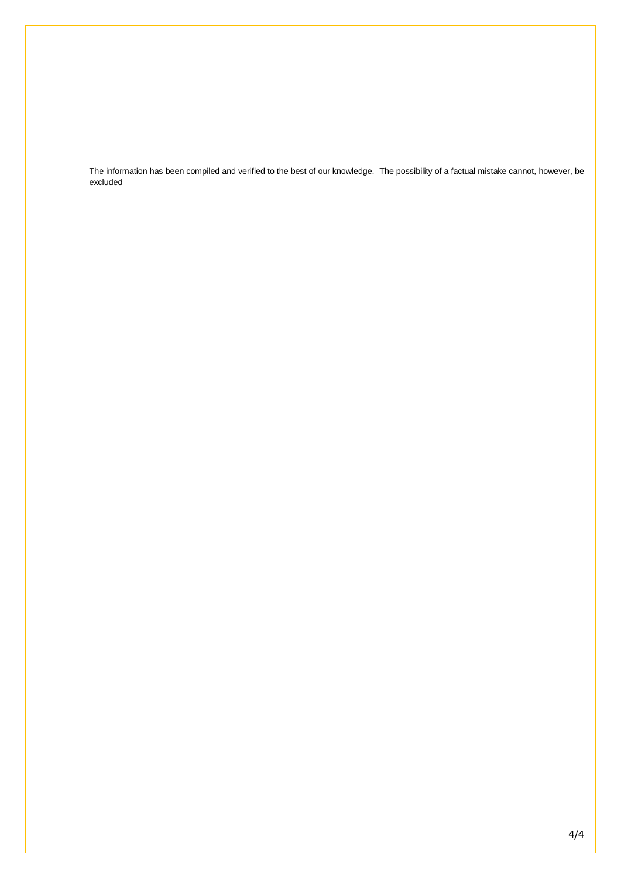The information has been compiled and verified to the best of our knowledge. The possibility of a factual mistake cannot, however, be excluded